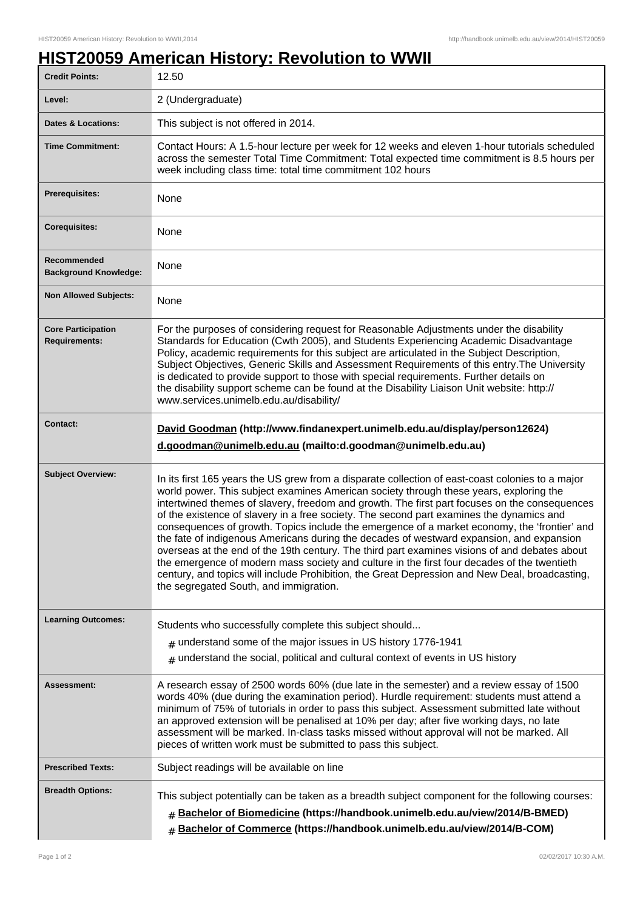# HIST20059 American History: Revolution to WWII

| | |
|---|---|
| **Credit Points:** | 12.50 |
| **Level:** | 2 (Undergraduate) |
| **Dates & Locations:** | This subject is not offered in 2014. |
| **Time Commitment:** | Contact Hours: A 1.5-hour lecture per week for 12 weeks and eleven 1-hour tutorials scheduled across the semester Total Time Commitment: Total expected time commitment is 8.5 hours per week including class time: total time commitment 102 hours |
| **Prerequisites:** | None |
| **Corequisites:** | None |
| **Recommended Background Knowledge:** | None |
| **Non Allowed Subjects:** | None |
| **Core Participation Requirements:** | For the purposes of considering request for Reasonable Adjustments under the disability Standards for Education (Cwth 2005), and Students Experiencing Academic Disadvantage Policy, academic requirements for this subject are articulated in the Subject Description, Subject Objectives, Generic Skills and Assessment Requirements of this entry.The University is dedicated to provide support to those with special requirements. Further details on the disability support scheme can be found at the Disability Liaison Unit website: http://www.services.unimelb.edu.au/disability/ |
| **Contact:** | **David Goodman (http://www.findanexpert.unimelb.edu.au/display/person12624)** **d.goodman@unimelb.edu.au (mailto:d.goodman@unimelb.edu.au)** |
| **Subject Overview:** | In its first 165 years the US grew from a disparate collection of east-coast colonies to a major world power. This subject examines American society through these years, exploring the intertwined themes of slavery, freedom and growth. The first part focuses on the consequences of the existence of slavery in a free society. The second part examines the dynamics and consequences of growth. Topics include the emergence of a market economy, the 'frontier' and the fate of indigenous Americans during the decades of westward expansion, and expansion overseas at the end of the 19th century. The third part examines visions of and debates about the emergence of modern mass society and culture in the first four decades of the twentieth century, and topics will include Prohibition, the Great Depression and New Deal, broadcasting, the segregated South, and immigration. |
| **Learning Outcomes:** | Students who successfully complete this subject should... <br># understand some of the major issues in US history 1776-1941 <br># understand the social, political and cultural context of events in US history |
| **Assessment:** | A research essay of 2500 words 60% (due late in the semester) and a review essay of 1500 words 40% (due during the examination period). Hurdle requirement: students must attend a minimum of 75% of tutorials in order to pass this subject. Assessment submitted late without an approved extension will be penalised at 10% per day; after five working days, no late assessment will be marked. In-class tasks missed without approval will not be marked. All pieces of written work must be submitted to pass this subject. |
| **Prescribed Texts:** | Subject readings will be available on line |
| **Breadth Options:** | This subject potentially can be taken as a breadth subject component for the following courses: <br># **Bachelor of Biomedicine (https://handbook.unimelb.edu.au/view/2014/B-BMED)** <br># **Bachelor of Commerce (https://handbook.unimelb.edu.au/view/2014/B-COM)** |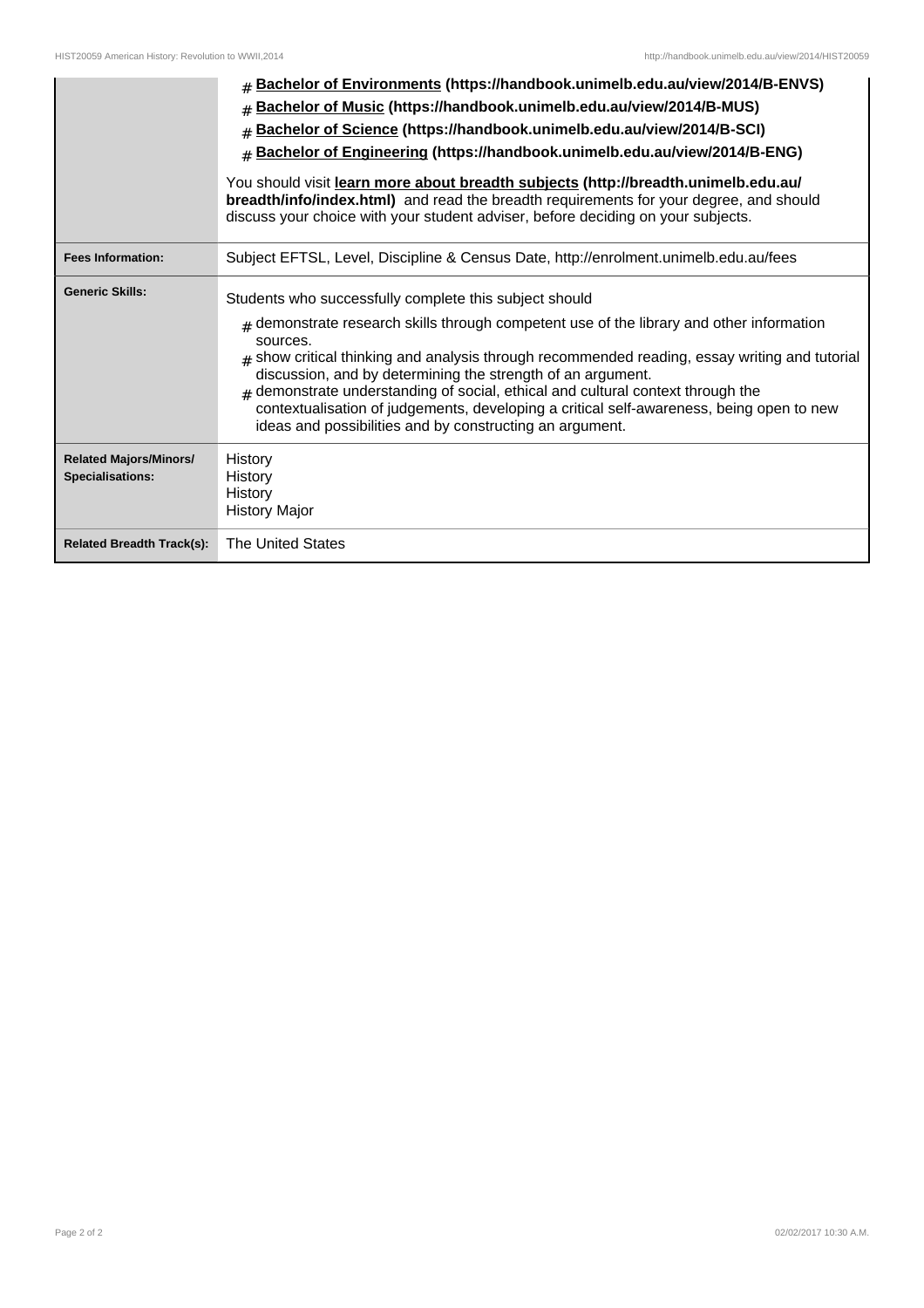| | |
|---|---|
| | # **Bachelor of Environments** (https://handbook.unimelb.edu.au/view/2014/B-ENVS)<br># **Bachelor of Music** (https://handbook.unimelb.edu.au/view/2014/B-MUS)<br># **Bachelor of Science** (https://handbook.unimelb.edu.au/view/2014/B-SCI)<br># **Bachelor of Engineering** (https://handbook.unimelb.edu.au/view/2014/B-ENG)<br><br>You should visit **learn more about breadth subjects (http://breadth.unimelb.edu.au/breadth/info/index.html)** and read the breadth requirements for your degree, and should discuss your choice with your student adviser, before deciding on your subjects. |
| **Fees Information:** | Subject EFTSL, Level, Discipline & Census Date, http://enrolment.unimelb.edu.au/fees |
| **Generic Skills:** | Students who successfully complete this subject should<br># demonstrate research skills through competent use of the library and other information sources.<br># show critical thinking and analysis through recommended reading, essay writing and tutorial discussion, and by determining the strength of an argument.<br># demonstrate understanding of social, ethical and cultural context through the contextualisation of judgements, developing a critical self-awareness, being open to new ideas and possibilities and by constructing an argument. |
| **Related Majors/Minors/ Specialisations:** | History<br>History<br>History<br>History Major |
| **Related Breadth Track(s):** | The United States |